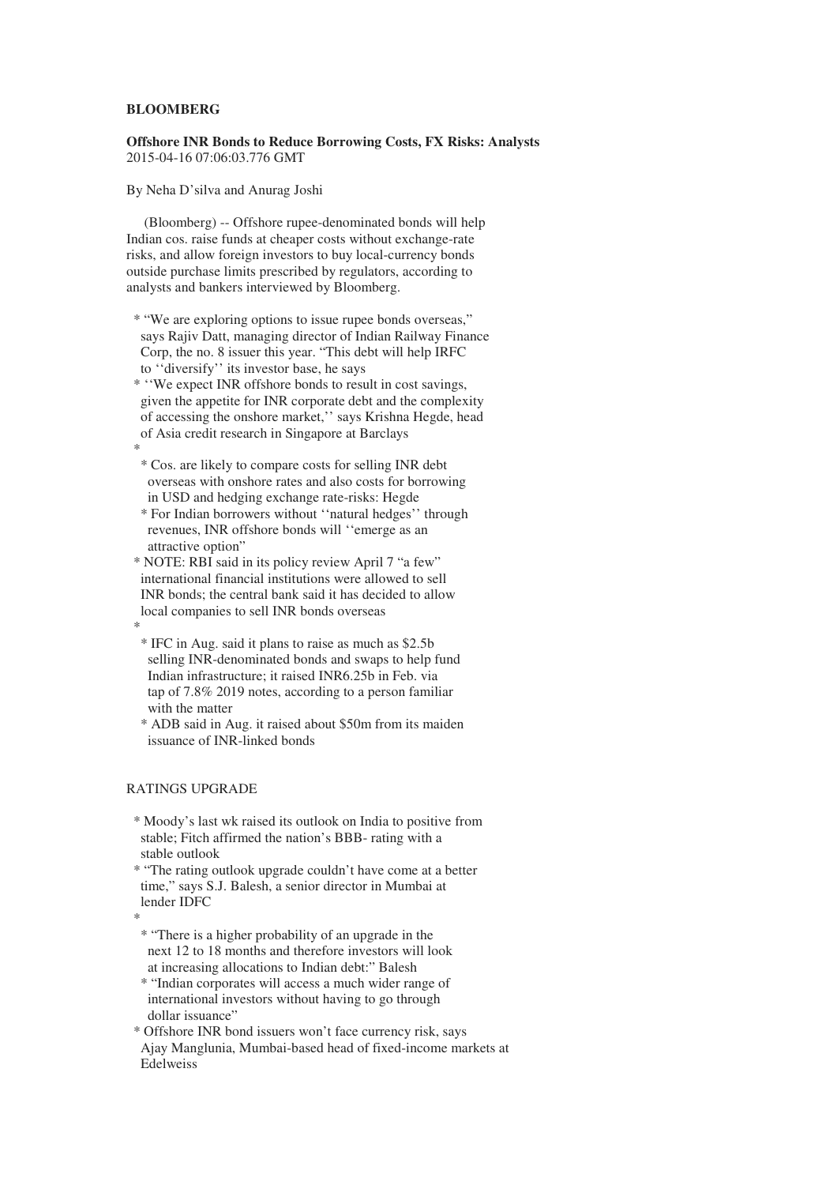**BLOOMBERG**

**Offshore INR Bonds to Reduce Borrowing Costs, FX Risks: Analysts**
2015-04-16 07:06:03.776 GMT

By Neha D'silva and Anurag Joshi

(Bloomberg) -- Offshore rupee-denominated bonds will help Indian cos. raise funds at cheaper costs without exchange-rate risks, and allow foreign investors to buy local-currency bonds outside purchase limits prescribed by regulators, according to analysts and bankers interviewed by Bloomberg.

* "We are exploring options to issue rupee bonds overseas," says Rajiv Datt, managing director of Indian Railway Finance Corp, the no. 8 issuer this year. "This debt will help IRFC to ''diversify'' its investor base, he says
* ''We expect INR offshore bonds to result in cost savings, given the appetite for INR corporate debt and the complexity of accessing the onshore market,'' says Krishna Hegde, head of Asia credit research in Singapore at Barclays
*
    * Cos. are likely to compare costs for selling INR debt overseas with onshore rates and also costs for borrowing in USD and hedging exchange rate-risks: Hegde
    * For Indian borrowers without ''natural hedges'' through revenues, INR offshore bonds will ''emerge as an attractive option"
* NOTE: RBI said in its policy review April 7 "a few" international financial institutions were allowed to sell INR bonds; the central bank said it has decided to allow local companies to sell INR bonds overseas
*
    * IFC in Aug. said it plans to raise as much as $2.5b selling INR-denominated bonds and swaps to help fund Indian infrastructure; it raised INR6.25b in Feb. via tap of 7.8% 2019 notes, according to a person familiar with the matter
    * ADB said in Aug. it raised about $50m from its maiden issuance of INR-linked bonds

RATINGS UPGRADE

* Moody's last wk raised its outlook on India to positive from stable; Fitch affirmed the nation's BBB- rating with a stable outlook
* "The rating outlook upgrade couldn't have come at a better time," says S.J. Balesh, a senior director in Mumbai at lender IDFC
*
    * "There is a higher probability of an upgrade in the next 12 to 18 months and therefore investors will look at increasing allocations to Indian debt:" Balesh
    * "Indian corporates will access a much wider range of international investors without having to go through dollar issuance"
* Offshore INR bond issuers won't face currency risk, says Ajay Manglunia, Mumbai-based head of fixed-income markets at Edelweiss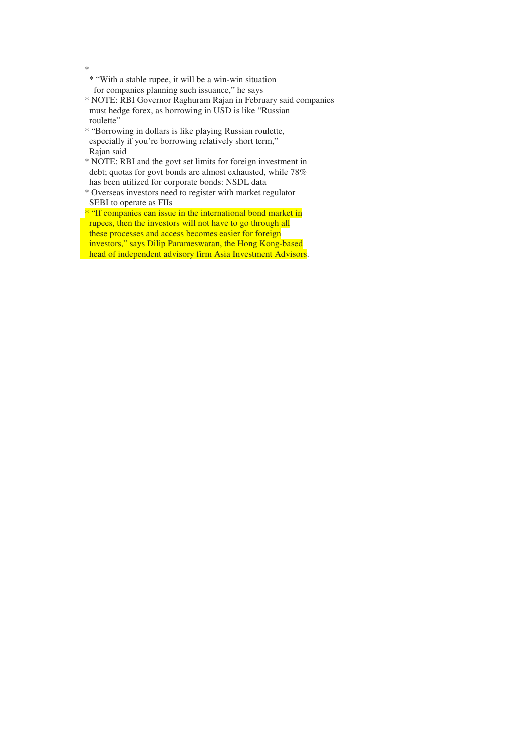*

* "With a stable rupee, it will be a win-win situation for companies planning such issuance," he says

* NOTE: RBI Governor Raghuram Rajan in February said companies must hedge forex, as borrowing in USD is like "Russian roulette"
* "Borrowing in dollars is like playing Russian roulette, especially if you're borrowing relatively short term," Rajan said
* NOTE: RBI and the govt set limits for foreign investment in debt; quotas for govt bonds are almost exhausted, while 78% has been utilized for corporate bonds: NSDL data
* Overseas investors need to register with market regulator SEBI to operate as FIIs
* "If companies can issue in the international bond market in rupees, then the investors will not have to go through all these processes and access becomes easier for foreign investors," says Dilip Parameswaran, the Hong Kong-based head of independent advisory firm Asia Investment Advisors.